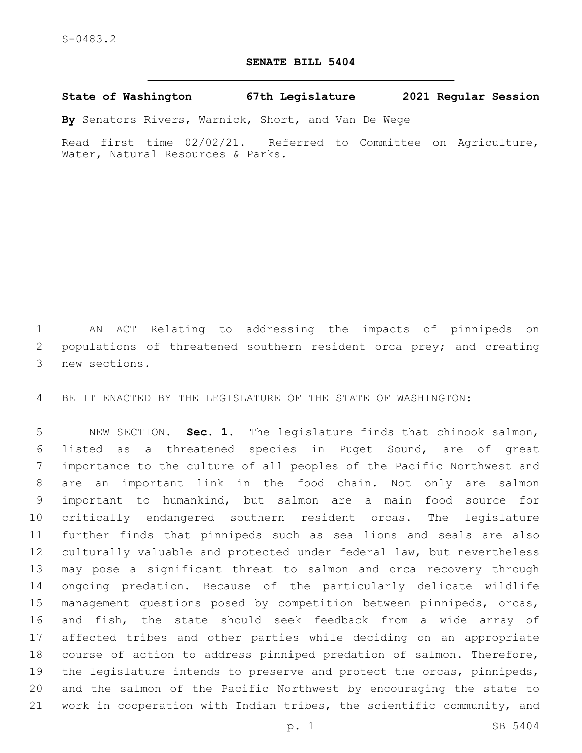S-0483.2

# SENATE BILL 5404

**State of Washington 67th Legislature 2021 Regular Session**

**By** Senators Rivers, Warnick, Short, and Van De Wege

Read first time 02/02/21. Referred to Committee on Agriculture, Water, Natural Resources & Parks.

AN ACT Relating to addressing the impacts of pinnipeds on populations of threatened southern resident orca prey; and creating new sections.

BE IT ENACTED BY THE LEGISLATURE OF THE STATE OF WASHINGTON:

NEW SECTION. **Sec. 1.** The legislature finds that chinook salmon, listed as a threatened species in Puget Sound, are of great importance to the culture of all peoples of the Pacific Northwest and are an important link in the food chain. Not only are salmon important to humankind, but salmon are a main food source for critically endangered southern resident orcas. The legislature further finds that pinnipeds such as sea lions and seals are also culturally valuable and protected under federal law, but nevertheless may pose a significant threat to salmon and orca recovery through ongoing predation. Because of the particularly delicate wildlife management questions posed by competition between pinnipeds, orcas, and fish, the state should seek feedback from a wide array of affected tribes and other parties while deciding on an appropriate course of action to address pinniped predation of salmon. Therefore, the legislature intends to preserve and protect the orcas, pinnipeds, and the salmon of the Pacific Northwest by encouraging the state to work in cooperation with Indian tribes, the scientific community, and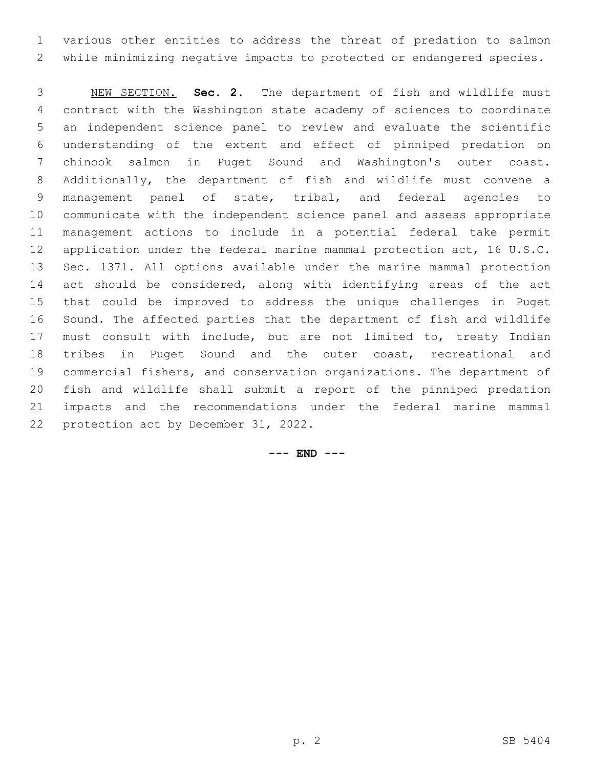various other entities to address the threat of predation to salmon while minimizing negative impacts to protected or endangered species.

NEW SECTION. **Sec. 2.** The department of fish and wildlife must contract with the Washington state academy of sciences to coordinate an independent science panel to review and evaluate the scientific understanding of the extent and effect of pinniped predation on chinook salmon in Puget Sound and Washington's outer coast. Additionally, the department of fish and wildlife must convene a management panel of state, tribal, and federal agencies to communicate with the independent science panel and assess appropriate management actions to include in a potential federal take permit application under the federal marine mammal protection act, 16 U.S.C. Sec. 1371. All options available under the marine mammal protection act should be considered, along with identifying areas of the act that could be improved to address the unique challenges in Puget Sound. The affected parties that the department of fish and wildlife must consult with include, but are not limited to, treaty Indian tribes in Puget Sound and the outer coast, recreational and commercial fishers, and conservation organizations. The department of fish and wildlife shall submit a report of the pinniped predation impacts and the recommendations under the federal marine mammal protection act by December 31, 2022.

**--- END ---**